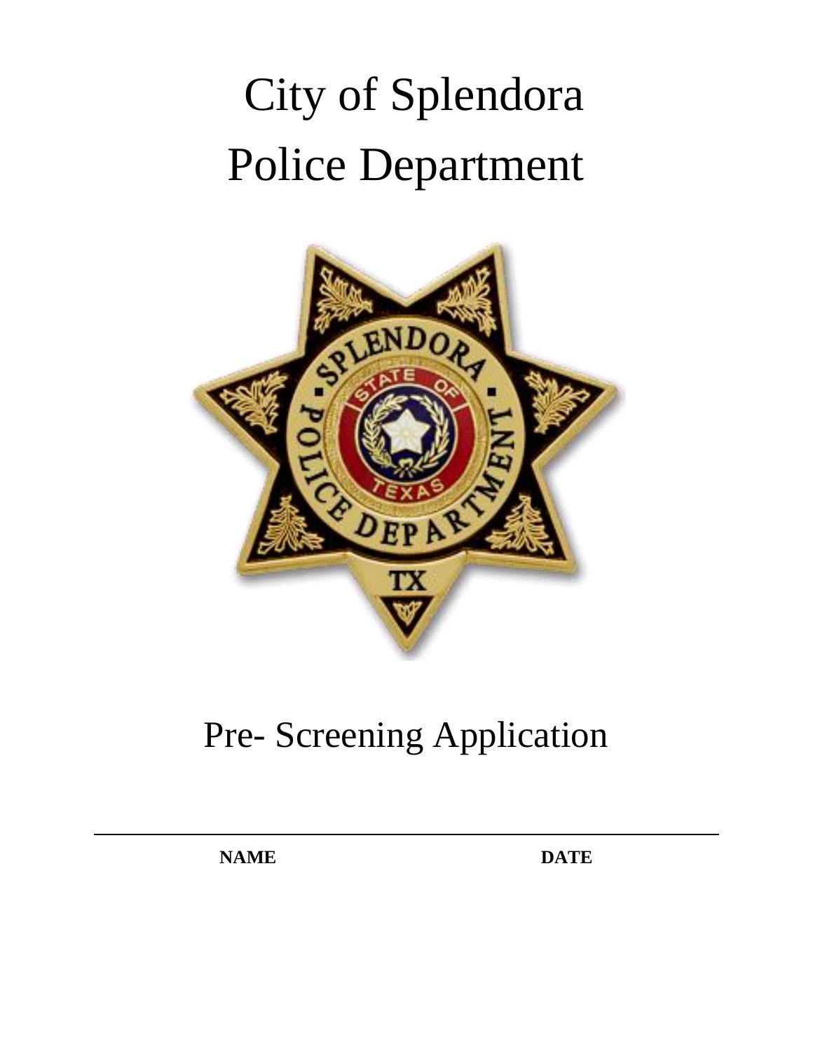# City of Splendora Police Department

## Pre- Screening Application

---

**NAME** **DATE**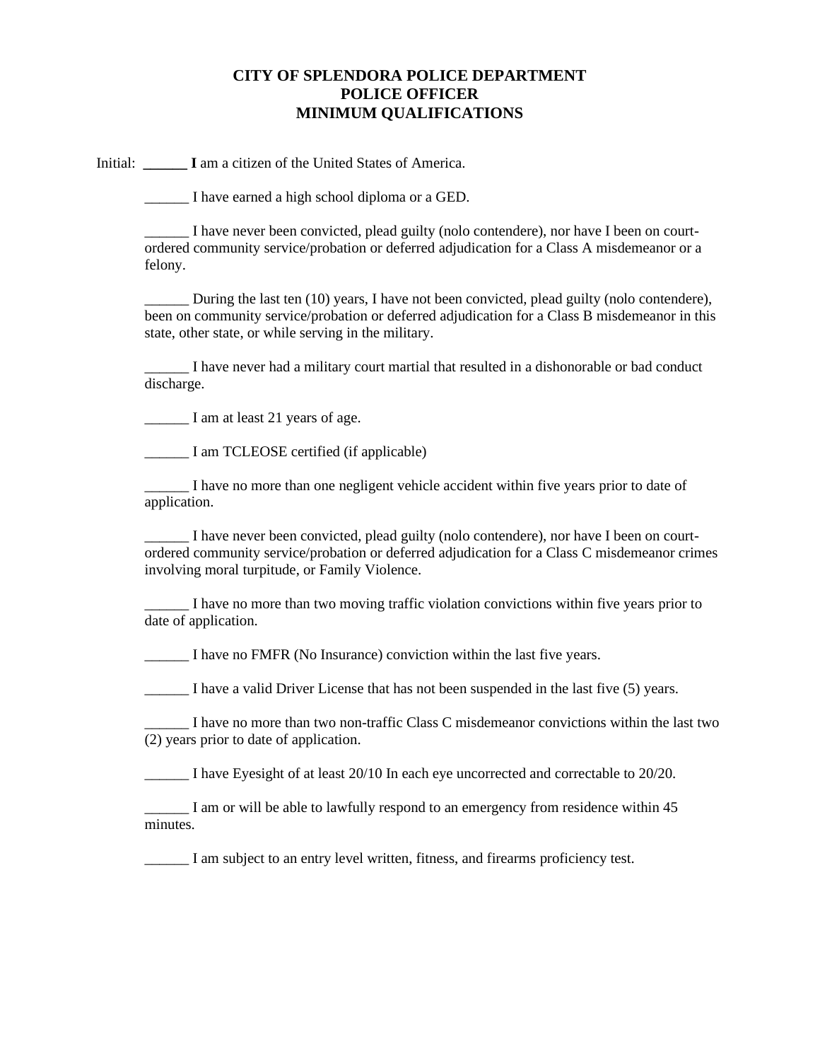# CITY OF SPLENDORA POLICE DEPARTMENT
# POLICE OFFICER
# MINIMUM QUALIFICATIONS

Initial: ______ **I** am a citizen of the United States of America.

______ I have earned a high school diploma or a GED.

______ I have never been convicted, plead guilty (nolo contendere), nor have I been on court-ordered community service/probation or deferred adjudication for a Class A misdemeanor or a felony.

______ During the last ten (10) years, I have not been convicted, plead guilty (nolo contendere), been on community service/probation or deferred adjudication for a Class B misdemeanor in this state, other state, or while serving in the military.

______ I have never had a military court martial that resulted in a dishonorable or bad conduct discharge.

______ I am at least 21 years of age.

______ I am TCLEOSE certified (if applicable)

______ I have no more than one negligent vehicle accident within five years prior to date of application.

______ I have never been convicted, plead guilty (nolo contendere), nor have I been on court-ordered community service/probation or deferred adjudication for a Class C misdemeanor crimes involving moral turpitude, or Family Violence.

______ I have no more than two moving traffic violation convictions within five years prior to date of application.

______ I have no FMFR (No Insurance) conviction within the last five years.

______ I have a valid Driver License that has not been suspended in the last five (5) years.

______ I have no more than two non-traffic Class C misdemeanor convictions within the last two (2) years prior to date of application.

______ I have Eyesight of at least 20/10 In each eye uncorrected and correctable to 20/20.

______ I am or will be able to lawfully respond to an emergency from residence within 45 minutes.

______ I am subject to an entry level written, fitness, and firearms proficiency test.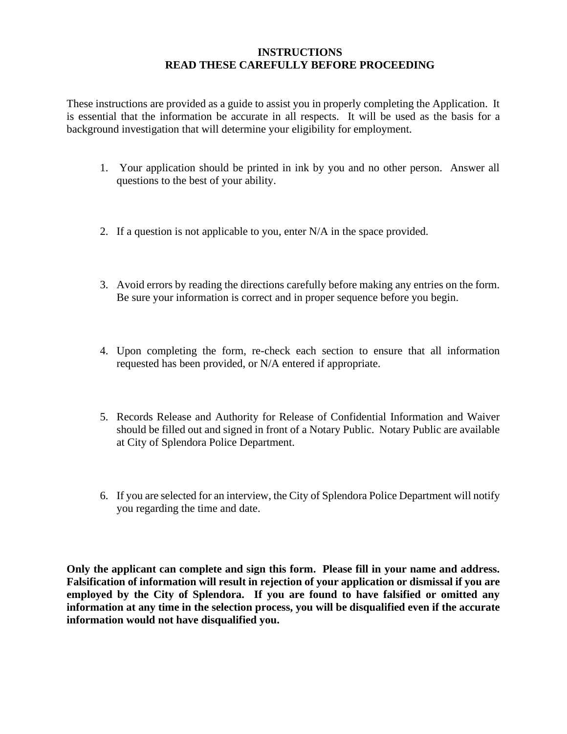# INSTRUCTIONS
## READ THESE CAREFULLY BEFORE PROCEEDING

These instructions are provided as a guide to assist you in properly completing the Application. It is essential that the information be accurate in all respects. It will be used as the basis for a background investigation that will determine your eligibility for employment.

1. Your application should be printed in ink by you and no other person. Answer all questions to the best of your ability.

2. If a question is not applicable to you, enter N/A in the space provided.

3. Avoid errors by reading the directions carefully before making any entries on the form. Be sure your information is correct and in proper sequence before you begin.

4. Upon completing the form, re-check each section to ensure that all information requested has been provided, or N/A entered if appropriate.

5. Records Release and Authority for Release of Confidential Information and Waiver should be filled out and signed in front of a Notary Public. Notary Public are available at City of Splendora Police Department.

6. If you are selected for an interview, the City of Splendora Police Department will notify you regarding the time and date.

**Only the applicant can complete and sign this form. Please fill in your name and address. Falsification of information will result in rejection of your application or dismissal if you are employed by the City of Splendora. If you are found to have falsified or omitted any information at any time in the selection process, you will be disqualified even if the accurate information would not have disqualified you.**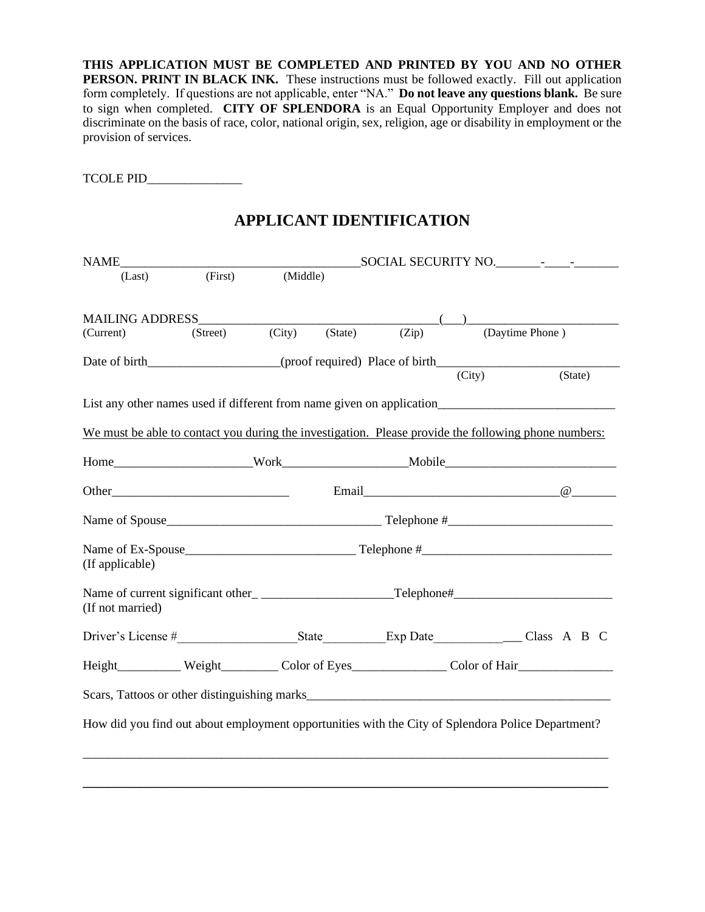**THIS APPLICATION MUST BE COMPLETED AND PRINTED BY YOU AND NO OTHER PERSON. PRINT IN BLACK INK.** These instructions must be followed exactly. Fill out application form completely. If questions are not applicable, enter "NA." **Do not leave any questions blank.** Be sure to sign when completed. **CITY OF SPLENDORA** is an Equal Opportunity Employer and does not discriminate on the basis of race, color, national origin, sex, religion, age or disability in employment or the provision of services.

TCOLE PID_______________

# APPLICANT IDENTIFICATION

NAME_______________________________________SOCIAL SECURITY NO._______-____-_______
(Last) (First) (Middle)

MAILING ADDRESS_____________________________________(___)________________________
(Current) (Street) (City) (State) (Zip) (Daytime Phone )

Date of birth_____________________(proof required) Place of birth_____________________________
(City) (State)

List any other names used if different from name given on application____________________________

We must be able to contact you during the investigation. Please provide the following phone numbers:

Home______________________Work____________________Mobile___________________________

Other_____________________________ Email________________________________@_______

Name of Spouse__________________________________ Telephone #__________________________

Name of Ex-Spouse___________________________ Telephone #______________________________
(If applicable)

Name of current significant other_ _____________________Telephone#_________________________
(If not married)

Driver's License #___________________State__________Exp Date___________ ___ Class A B C

Height__________ Weight_________ Color of Eyes_______________ Color of Hair_______________

Scars, Tattoos or other distinguishing marks__________________________________________________

How did you find out about employment opportunities with the City of Splendora Police Department?

______________________________________________________________________________________

______________________________________________________________________________________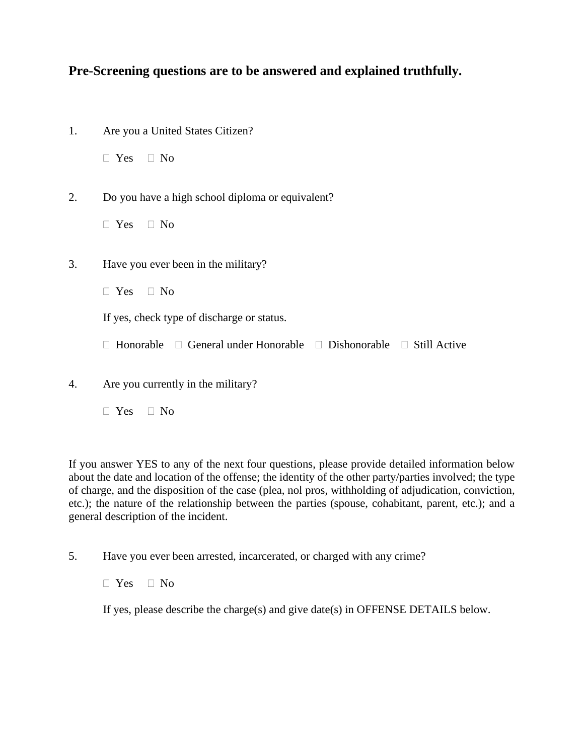**Pre-Screening questions are to be answered and explained truthfully.**

1. Are you a United States Citizen?

   ☐ Yes ☐ No

2. Do you have a high school diploma or equivalent?

   ☐ Yes ☐ No

3. Have you ever been in the military?

   ☐ Yes ☐ No

   If yes, check type of discharge or status.

   ☐ Honorable ☐ General under Honorable ☐ Dishonorable ☐ Still Active

4. Are you currently in the military?

   ☐ Yes ☐ No

If you answer YES to any of the next four questions, please provide detailed information below about the date and location of the offense; the identity of the other party/parties involved; the type of charge, and the disposition of the case (plea, nol pros, withholding of adjudication, conviction, etc.); the nature of the relationship between the parties (spouse, cohabitant, parent, etc.); and a general description of the incident.

5. Have you ever been arrested, incarcerated, or charged with any crime?

   ☐ Yes ☐ No

   If yes, please describe the charge(s) and give date(s) in OFFENSE DETAILS below.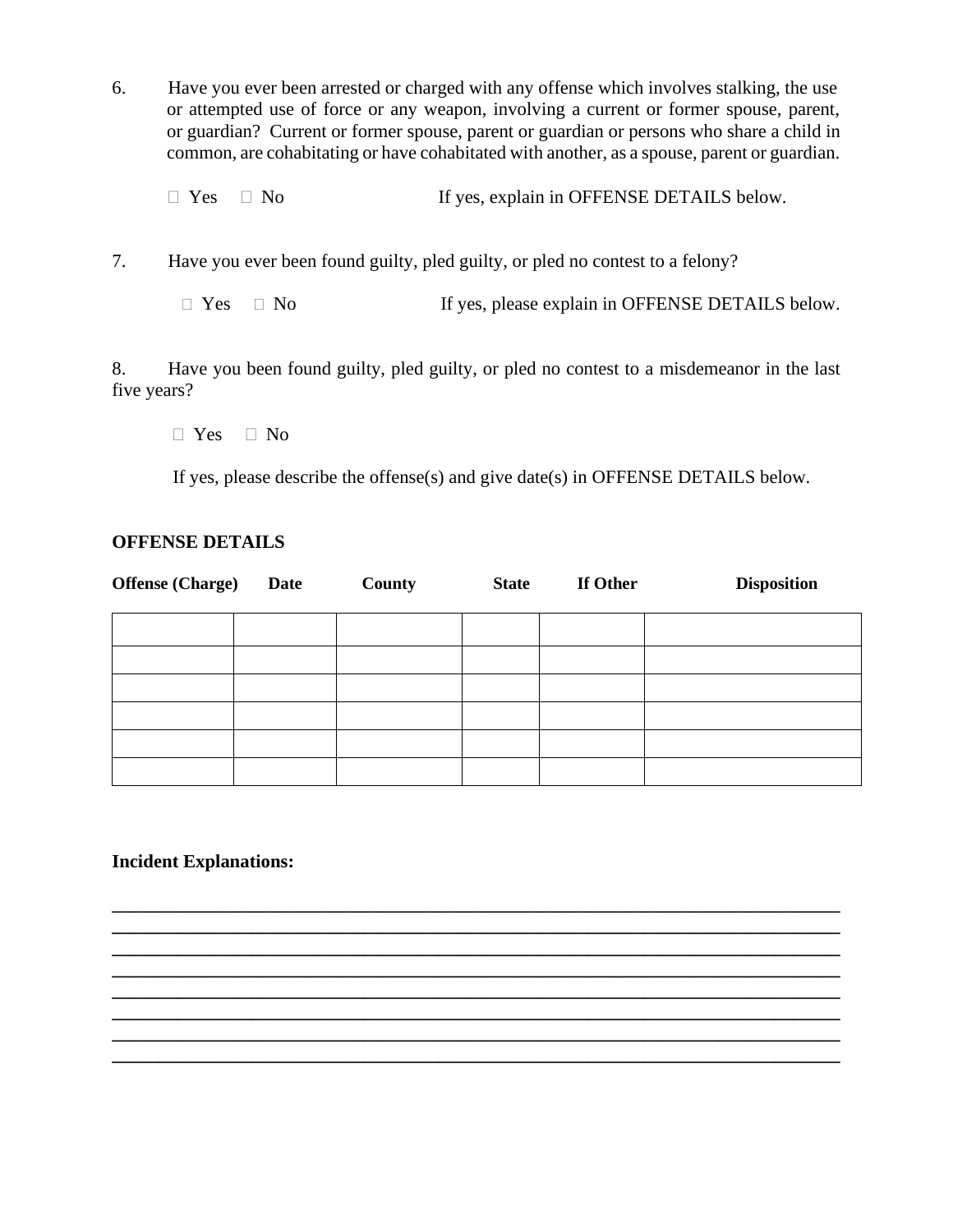6. Have you ever been arrested or charged with any offense which involves stalking, the use or attempted use of force or any weapon, involving a current or former spouse, parent, or guardian? Current or former spouse, parent or guardian or persons who share a child in common, are cohabitating or have cohabitated with another, as a spouse, parent or guardian.

   ☐ Yes ☐ No If yes, explain in OFFENSE DETAILS below.

7. Have you ever been found guilty, pled guilty, or pled no contest to a felony?

   ☐ Yes ☐ No If yes, please explain in OFFENSE DETAILS below.

8. Have you been found guilty, pled guilty, or pled no contest to a misdemeanor in the last five years?

   ☐ Yes ☐ No

   If yes, please describe the offense(s) and give date(s) in OFFENSE DETAILS below.

**OFFENSE DETAILS**

| Offense (Charge) | Date | County | State | If Other | Disposition |
|---|---|---|---|---|---|
| | | | | | |
| | | | | | |
| | | | | | |
| | | | | | |
| | | | | | |
| | | | | | |

**Incident Explanations:**

\_\_\_\_\_\_\_\_\_\_\_\_\_\_\_\_\_\_\_\_\_\_\_\_\_\_\_\_\_\_\_\_\_\_\_\_\_\_\_\_\_\_\_\_\_\_\_\_\_\_\_\_\_\_\_\_\_\_\_\_\_\_\_\_\_\_\_\_\_\_\_\_\_\_\_\_
\_\_\_\_\_\_\_\_\_\_\_\_\_\_\_\_\_\_\_\_\_\_\_\_\_\_\_\_\_\_\_\_\_\_\_\_\_\_\_\_\_\_\_\_\_\_\_\_\_\_\_\_\_\_\_\_\_\_\_\_\_\_\_\_\_\_\_\_\_\_\_\_\_\_\_\_
\_\_\_\_\_\_\_\_\_\_\_\_\_\_\_\_\_\_\_\_\_\_\_\_\_\_\_\_\_\_\_\_\_\_\_\_\_\_\_\_\_\_\_\_\_\_\_\_\_\_\_\_\_\_\_\_\_\_\_\_\_\_\_\_\_\_\_\_\_\_\_\_\_\_\_\_
\_\_\_\_\_\_\_\_\_\_\_\_\_\_\_\_\_\_\_\_\_\_\_\_\_\_\_\_\_\_\_\_\_\_\_\_\_\_\_\_\_\_\_\_\_\_\_\_\_\_\_\_\_\_\_\_\_\_\_\_\_\_\_\_\_\_\_\_\_\_\_\_\_\_\_\_
\_\_\_\_\_\_\_\_\_\_\_\_\_\_\_\_\_\_\_\_\_\_\_\_\_\_\_\_\_\_\_\_\_\_\_\_\_\_\_\_\_\_\_\_\_\_\_\_\_\_\_\_\_\_\_\_\_\_\_\_\_\_\_\_\_\_\_\_\_\_\_\_\_\_\_\_
\_\_\_\_\_\_\_\_\_\_\_\_\_\_\_\_\_\_\_\_\_\_\_\_\_\_\_\_\_\_\_\_\_\_\_\_\_\_\_\_\_\_\_\_\_\_\_\_\_\_\_\_\_\_\_\_\_\_\_\_\_\_\_\_\_\_\_\_\_\_\_\_\_\_\_\_
\_\_\_\_\_\_\_\_\_\_\_\_\_\_\_\_\_\_\_\_\_\_\_\_\_\_\_\_\_\_\_\_\_\_\_\_\_\_\_\_\_\_\_\_\_\_\_\_\_\_\_\_\_\_\_\_\_\_\_\_\_\_\_\_\_\_\_\_\_\_\_\_\_\_\_\_
\_\_\_\_\_\_\_\_\_\_\_\_\_\_\_\_\_\_\_\_\_\_\_\_\_\_\_\_\_\_\_\_\_\_\_\_\_\_\_\_\_\_\_\_\_\_\_\_\_\_\_\_\_\_\_\_\_\_\_\_\_\_\_\_\_\_\_\_\_\_\_\_\_\_\_\_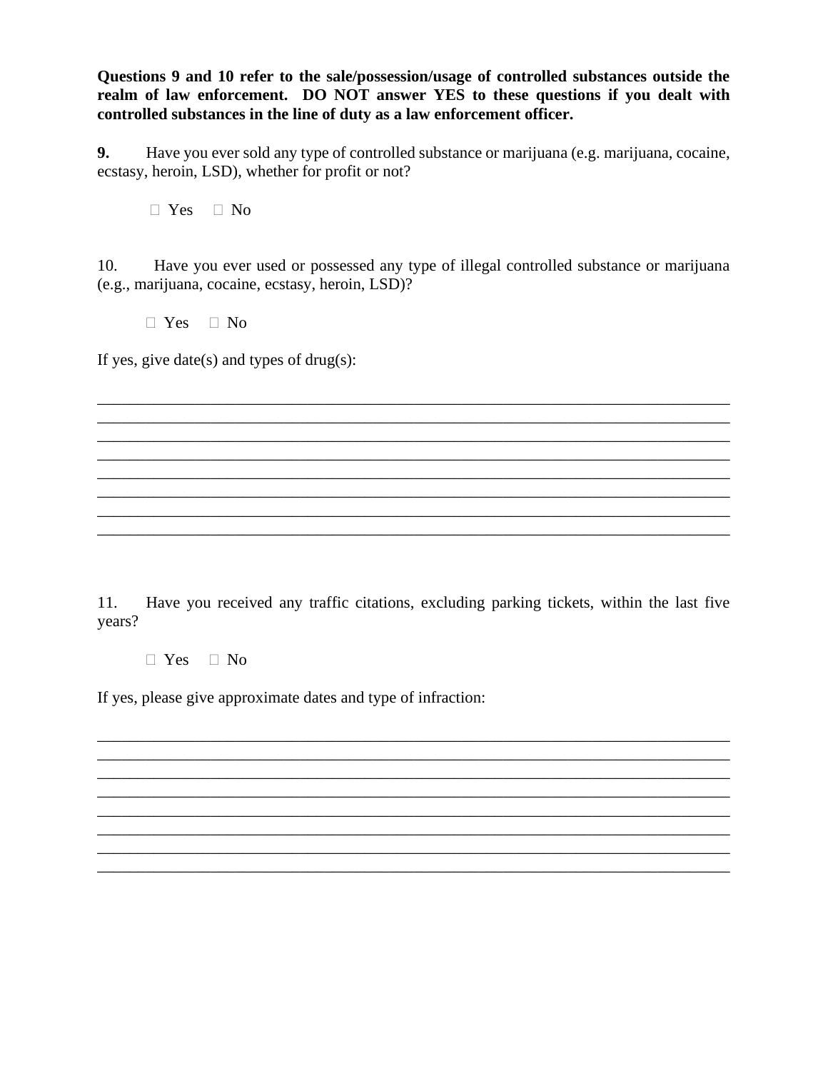**Questions 9 and 10 refer to the sale/possession/usage of controlled substances outside the realm of law enforcement. DO NOT answer YES to these questions if you dealt with controlled substances in the line of duty as a law enforcement officer.**

**9.** Have you ever sold any type of controlled substance or marijuana (e.g. marijuana, cocaine, ecstasy, heroin, LSD), whether for profit or not?

☐ Yes ☐ No

10. Have you ever used or possessed any type of illegal controlled substance or marijuana (e.g., marijuana, cocaine, ecstasy, heroin, LSD)?

☐ Yes ☐ No

If yes, give date(s) and types of drug(s):

\_\_\_\_\_\_\_\_\_\_\_\_\_\_\_\_\_\_\_\_\_\_\_\_\_\_\_\_\_\_\_\_\_\_\_\_\_\_\_\_\_\_\_\_\_\_\_\_\_\_\_\_\_\_\_\_\_\_\_\_\_\_\_\_\_\_\_\_\_\_\_\_\_\_\_\_
\_\_\_\_\_\_\_\_\_\_\_\_\_\_\_\_\_\_\_\_\_\_\_\_\_\_\_\_\_\_\_\_\_\_\_\_\_\_\_\_\_\_\_\_\_\_\_\_\_\_\_\_\_\_\_\_\_\_\_\_\_\_\_\_\_\_\_\_\_\_\_\_\_\_\_\_
\_\_\_\_\_\_\_\_\_\_\_\_\_\_\_\_\_\_\_\_\_\_\_\_\_\_\_\_\_\_\_\_\_\_\_\_\_\_\_\_\_\_\_\_\_\_\_\_\_\_\_\_\_\_\_\_\_\_\_\_\_\_\_\_\_\_\_\_\_\_\_\_\_\_\_\_
\_\_\_\_\_\_\_\_\_\_\_\_\_\_\_\_\_\_\_\_\_\_\_\_\_\_\_\_\_\_\_\_\_\_\_\_\_\_\_\_\_\_\_\_\_\_\_\_\_\_\_\_\_\_\_\_\_\_\_\_\_\_\_\_\_\_\_\_\_\_\_\_\_\_\_\_
\_\_\_\_\_\_\_\_\_\_\_\_\_\_\_\_\_\_\_\_\_\_\_\_\_\_\_\_\_\_\_\_\_\_\_\_\_\_\_\_\_\_\_\_\_\_\_\_\_\_\_\_\_\_\_\_\_\_\_\_\_\_\_\_\_\_\_\_\_\_\_\_\_\_\_\_
\_\_\_\_\_\_\_\_\_\_\_\_\_\_\_\_\_\_\_\_\_\_\_\_\_\_\_\_\_\_\_\_\_\_\_\_\_\_\_\_\_\_\_\_\_\_\_\_\_\_\_\_\_\_\_\_\_\_\_\_\_\_\_\_\_\_\_\_\_\_\_\_\_\_\_\_
\_\_\_\_\_\_\_\_\_\_\_\_\_\_\_\_\_\_\_\_\_\_\_\_\_\_\_\_\_\_\_\_\_\_\_\_\_\_\_\_\_\_\_\_\_\_\_\_\_\_\_\_\_\_\_\_\_\_\_\_\_\_\_\_\_\_\_\_\_\_\_\_\_\_\_\_
\_\_\_\_\_\_\_\_\_\_\_\_\_\_\_\_\_\_\_\_\_\_\_\_\_\_\_\_\_\_\_\_\_\_\_\_\_\_\_\_\_\_\_\_\_\_\_\_\_\_\_\_\_\_\_\_\_\_\_\_\_\_\_\_\_\_\_\_\_\_\_\_\_\_\_\_

11. Have you received any traffic citations, excluding parking tickets, within the last five years?

☐ Yes ☐ No

If yes, please give approximate dates and type of infraction:

\_\_\_\_\_\_\_\_\_\_\_\_\_\_\_\_\_\_\_\_\_\_\_\_\_\_\_\_\_\_\_\_\_\_\_\_\_\_\_\_\_\_\_\_\_\_\_\_\_\_\_\_\_\_\_\_\_\_\_\_\_\_\_\_\_\_\_\_\_\_\_\_\_\_\_\_
\_\_\_\_\_\_\_\_\_\_\_\_\_\_\_\_\_\_\_\_\_\_\_\_\_\_\_\_\_\_\_\_\_\_\_\_\_\_\_\_\_\_\_\_\_\_\_\_\_\_\_\_\_\_\_\_\_\_\_\_\_\_\_\_\_\_\_\_\_\_\_\_\_\_\_\_
\_\_\_\_\_\_\_\_\_\_\_\_\_\_\_\_\_\_\_\_\_\_\_\_\_\_\_\_\_\_\_\_\_\_\_\_\_\_\_\_\_\_\_\_\_\_\_\_\_\_\_\_\_\_\_\_\_\_\_\_\_\_\_\_\_\_\_\_\_\_\_\_\_\_\_\_
\_\_\_\_\_\_\_\_\_\_\_\_\_\_\_\_\_\_\_\_\_\_\_\_\_\_\_\_\_\_\_\_\_\_\_\_\_\_\_\_\_\_\_\_\_\_\_\_\_\_\_\_\_\_\_\_\_\_\_\_\_\_\_\_\_\_\_\_\_\_\_\_\_\_\_\_
\_\_\_\_\_\_\_\_\_\_\_\_\_\_\_\_\_\_\_\_\_\_\_\_\_\_\_\_\_\_\_\_\_\_\_\_\_\_\_\_\_\_\_\_\_\_\_\_\_\_\_\_\_\_\_\_\_\_\_\_\_\_\_\_\_\_\_\_\_\_\_\_\_\_\_\_
\_\_\_\_\_\_\_\_\_\_\_\_\_\_\_\_\_\_\_\_\_\_\_\_\_\_\_\_\_\_\_\_\_\_\_\_\_\_\_\_\_\_\_\_\_\_\_\_\_\_\_\_\_\_\_\_\_\_\_\_\_\_\_\_\_\_\_\_\_\_\_\_\_\_\_\_
\_\_\_\_\_\_\_\_\_\_\_\_\_\_\_\_\_\_\_\_\_\_\_\_\_\_\_\_\_\_\_\_\_\_\_\_\_\_\_\_\_\_\_\_\_\_\_\_\_\_\_\_\_\_\_\_\_\_\_\_\_\_\_\_\_\_\_\_\_\_\_\_\_\_\_\_
\_\_\_\_\_\_\_\_\_\_\_\_\_\_\_\_\_\_\_\_\_\_\_\_\_\_\_\_\_\_\_\_\_\_\_\_\_\_\_\_\_\_\_\_\_\_\_\_\_\_\_\_\_\_\_\_\_\_\_\_\_\_\_\_\_\_\_\_\_\_\_\_\_\_\_\_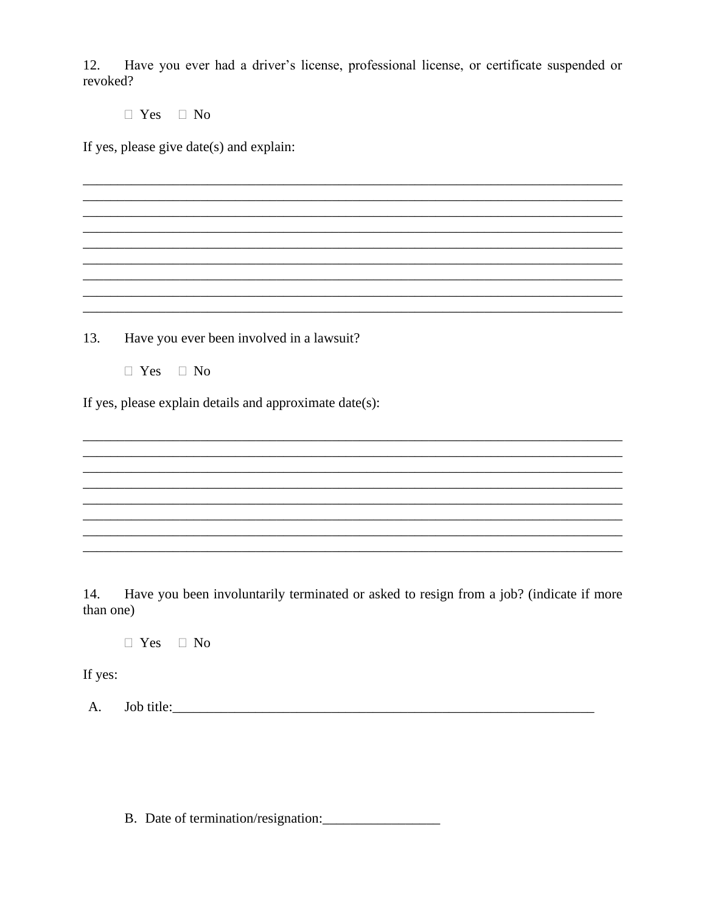12. Have you ever had a driver's license, professional license, or certificate suspended or revoked?

☐ Yes ☐ No

If yes, please give date(s) and explain:

_______________________________________________________________________________
_______________________________________________________________________________
_______________________________________________________________________________
_______________________________________________________________________________
_______________________________________________________________________________
_______________________________________________________________________________
_______________________________________________________________________________
_______________________________________________________________________________
_______________________________________________________________________________

13. Have you ever been involved in a lawsuit?

☐ Yes ☐ No

If yes, please explain details and approximate date(s):

_______________________________________________________________________________
_______________________________________________________________________________
_______________________________________________________________________________
_______________________________________________________________________________
_______________________________________________________________________________
_______________________________________________________________________________
_______________________________________________________________________________
_______________________________________________________________________________

14. Have you been involuntarily terminated or asked to resign from a job? (indicate if more than one)

☐ Yes ☐ No

If yes:

A. Job title:_____________________________________________________________

B. Date of termination/resignation:_________________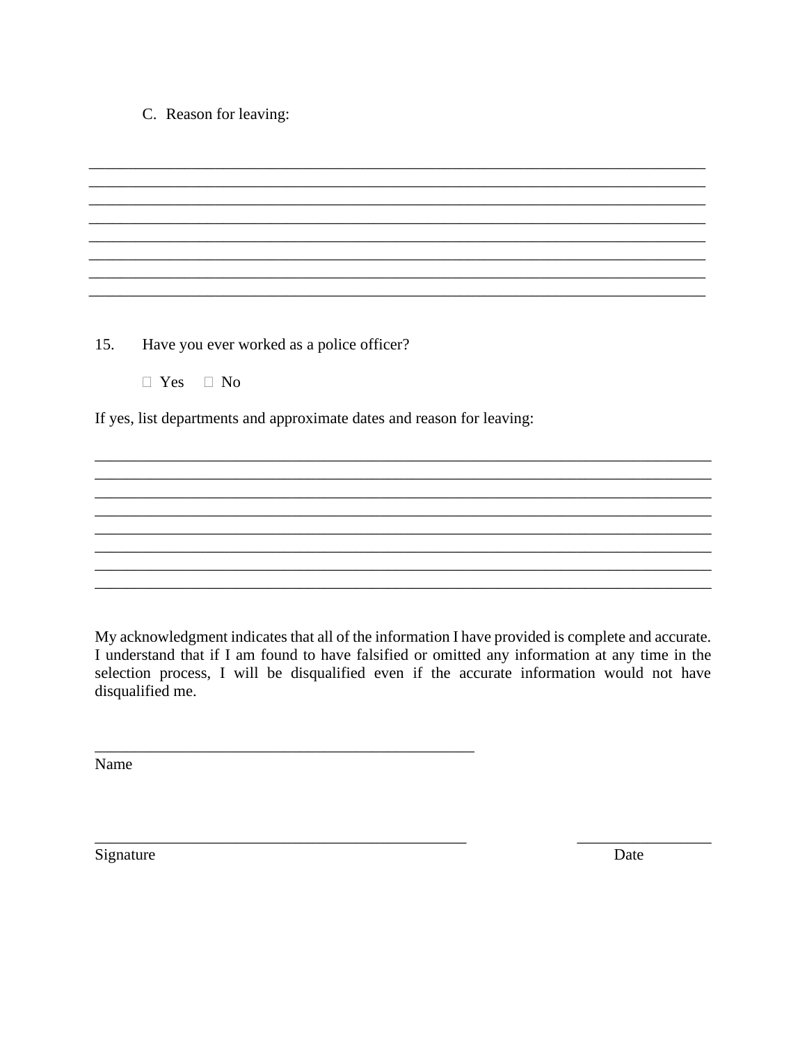C. Reason for leaving:

________________________________________________________________________________
________________________________________________________________________________
________________________________________________________________________________
________________________________________________________________________________
________________________________________________________________________________
________________________________________________________________________________
________________________________________________________________________________
________________________________________________________________________________

15. Have you ever worked as a police officer?

☐ Yes ☐ No

If yes, list departments and approximate dates and reason for leaving:

________________________________________________________________________________
________________________________________________________________________________
________________________________________________________________________________
________________________________________________________________________________
________________________________________________________________________________
________________________________________________________________________________
________________________________________________________________________________
________________________________________________________________________________

My acknowledgment indicates that all of the information I have provided is complete and accurate. I understand that if I am found to have falsified or omitted any information at any time in the selection process, I will be disqualified even if the accurate information would not have disqualified me.

__________________________________________________
Name

__________________________________________________ __________________
Signature Date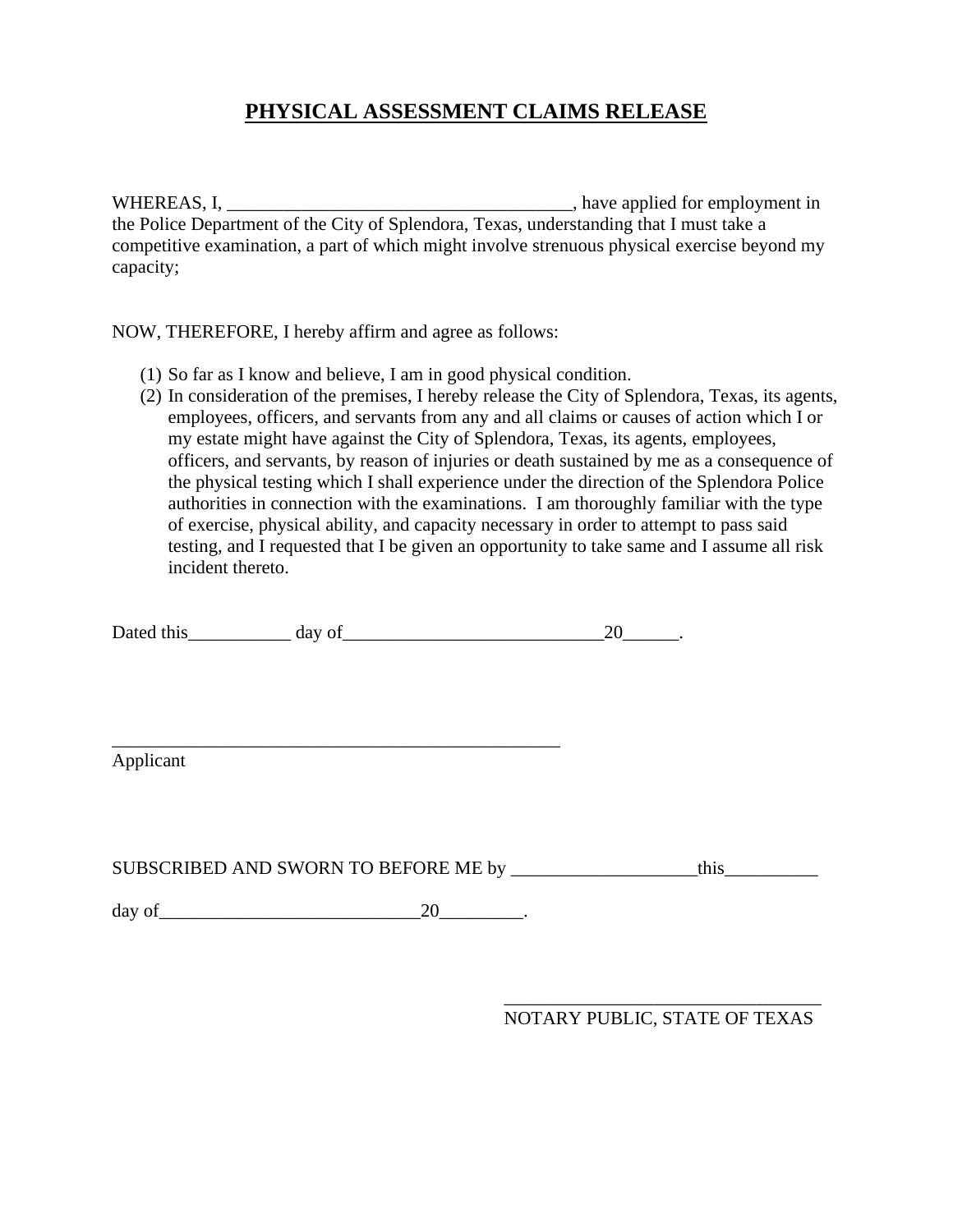# PHYSICAL ASSESSMENT CLAIMS RELEASE

WHEREAS, I, ____________________________________, have applied for employment in the Police Department of the City of Splendora, Texas, understanding that I must take a competitive examination, a part of which might involve strenuous physical exercise beyond my capacity;

NOW, THEREFORE, I hereby affirm and agree as follows:

(1) So far as I know and believe, I am in good physical condition.
(2) In consideration of the premises, I hereby release the City of Splendora, Texas, its agents, employees, officers, and servants from any and all claims or causes of action which I or my estate might have against the City of Splendora, Texas, its agents, employees, officers, and servants, by reason of injuries or death sustained by me as a consequence of the physical testing which I shall experience under the direction of the Splendora Police authorities in connection with the examinations. I am thoroughly familiar with the type of exercise, physical ability, and capacity necessary in order to attempt to pass said testing, and I requested that I be given an opportunity to take same and I assume all risk incident thereto.

Dated this___________ day of___________________________20______.

__________________________________________________
Applicant

SUBSCRIBED AND SWORN TO BEFORE ME by ___________________this__________

day of___________________________20_________.

___________________________________
NOTARY PUBLIC, STATE OF TEXAS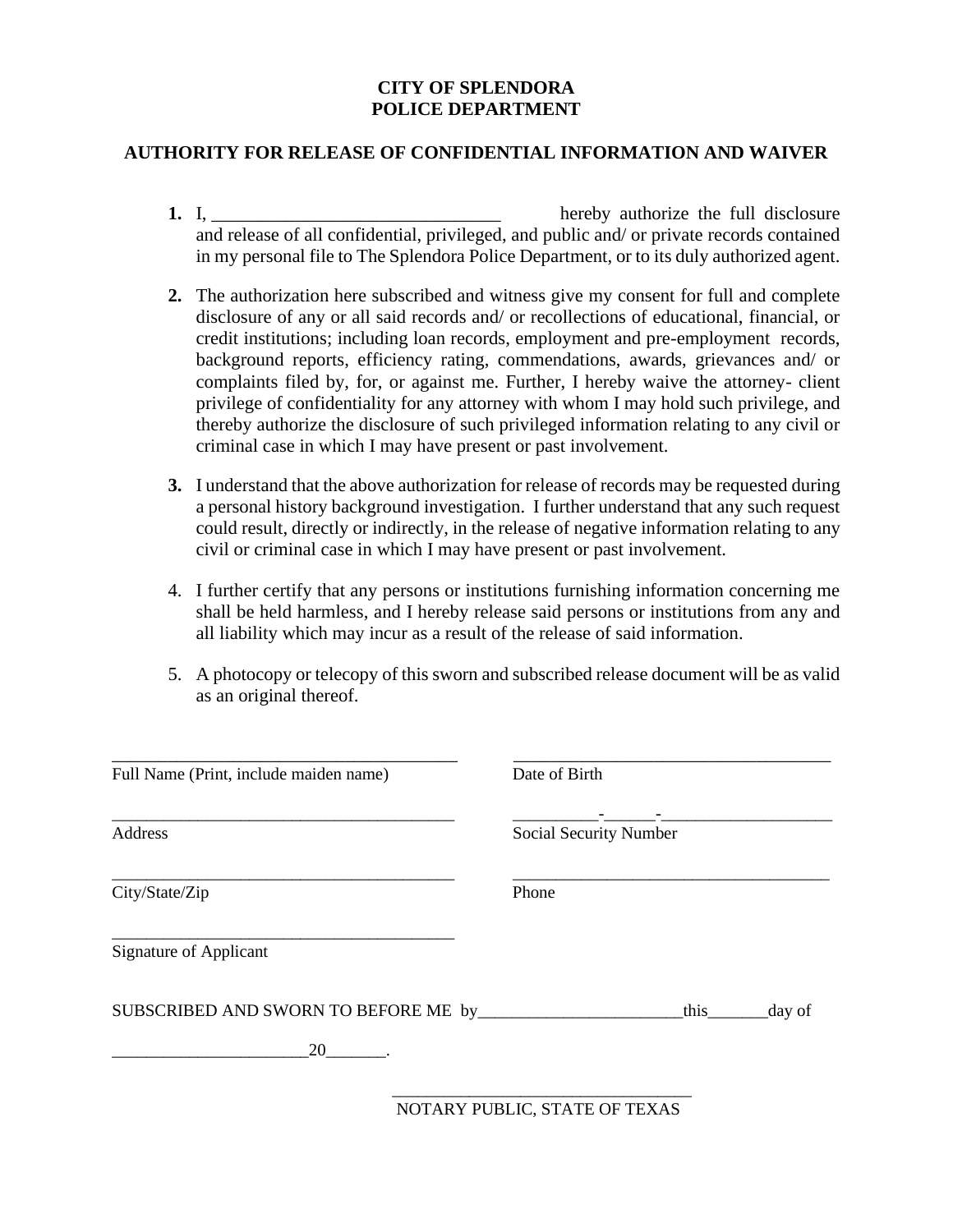**CITY OF SPLENDORA**
**POLICE DEPARTMENT**

**AUTHORITY FOR RELEASE OF CONFIDENTIAL INFORMATION AND WAIVER**

1. I, ________________________________ hereby authorize the full disclosure and release of all confidential, privileged, and public and/ or private records contained in my personal file to The Splendora Police Department, or to its duly authorized agent.

2. The authorization here subscribed and witness give my consent for full and complete disclosure of any or all said records and/ or recollections of educational, financial, or credit institutions; including loan records, employment and pre-employment records, background reports, efficiency rating, commendations, awards, grievances and/ or complaints filed by, for, or against me. Further, I hereby waive the attorney- client privilege of confidentiality for any attorney with whom I may hold such privilege, and thereby authorize the disclosure of such privileged information relating to any civil or criminal case in which I may have present or past involvement.

3. I understand that the above authorization for release of records may be requested during a personal history background investigation. I further understand that any such request could result, directly or indirectly, in the release of negative information relating to any civil or criminal case in which I may have present or past involvement.

4. I further certify that any persons or institutions furnishing information concerning me shall be held harmless, and I hereby release said persons or institutions from any and all liability which may incur as a result of the release of said information.

5. A photocopy or telecopy of this sworn and subscribed release document will be as valid as an original thereof.

________________________________________ ____________________________________
Full Name (Print, include maiden name) Date of Birth

________________________________________ __________-______-____________________
Address Social Security Number

________________________________________ ____________________________________
City/State/Zip Phone

________________________________________
Signature of Applicant

SUBSCRIBED AND SWORN TO BEFORE ME by________________________this_______day of

_______________________20_______.

___________________________________
NOTARY PUBLIC, STATE OF TEXAS